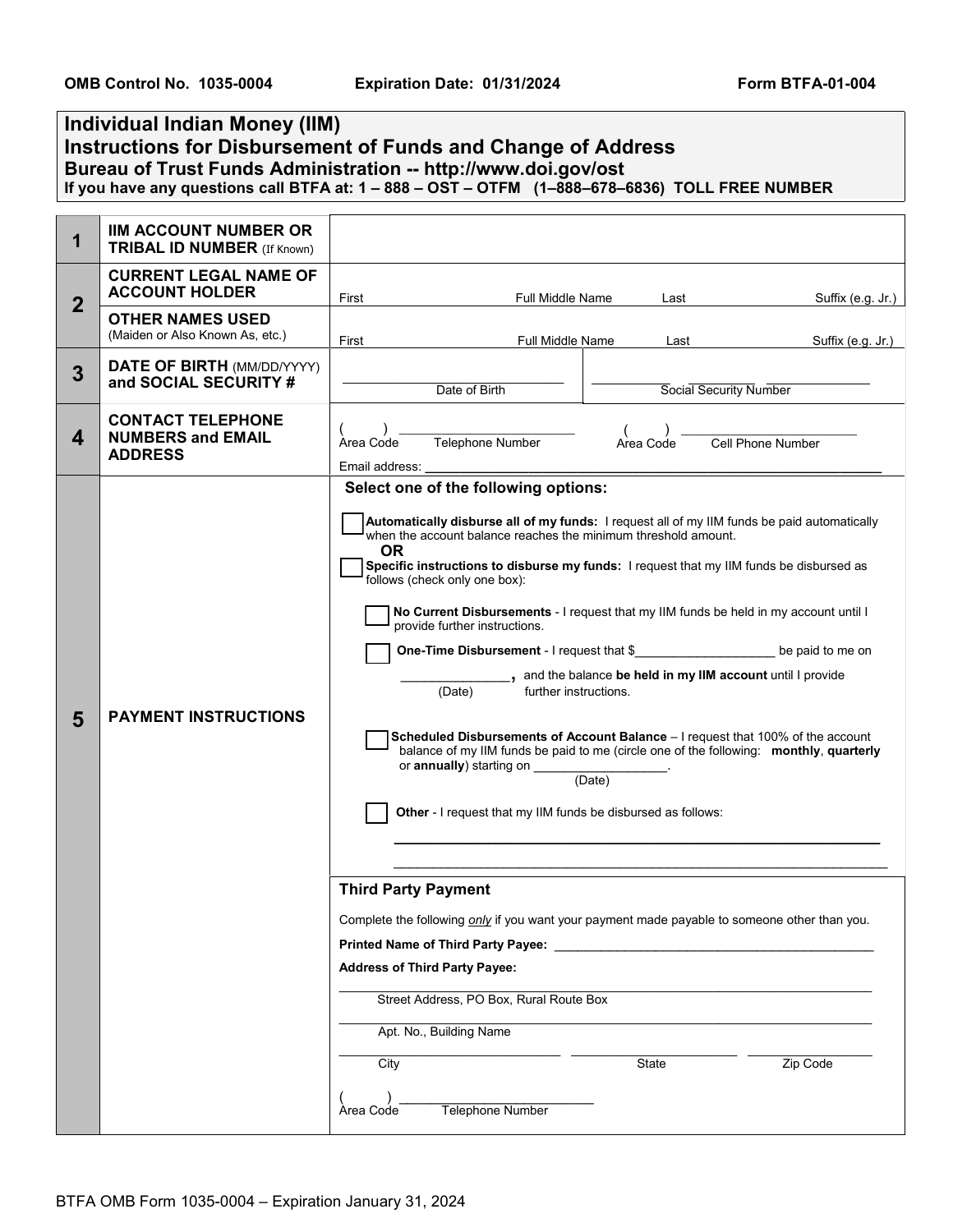OMB Control No. 1035-0004 | Expiration Date: 01/31/2024 | Form BTFA-01-004

# Individual Indian Money (IIM)
## Instructions for Disbursement of Funds and Change of Address
### Bureau of Trust Funds Administration -- http://www.doi.gov/ost

**If you have any questions call BTFA at: 1 – 888 – OST – OTFM (1–888–678–6836) TOLL FREE NUMBER**

| | | |
|---|---|---|
| **1** | **IIM ACCOUNT NUMBER OR TRIBAL ID NUMBER** (If Known) | |
| **2** | **CURRENT LEGAL NAME OF ACCOUNT HOLDER** | First \_\_\_\_ Full Middle Name \_\_\_\_ Last \_\_\_\_ Suffix (e.g. Jr.) \_\_\_\_ |
| | **OTHER NAMES USED** (Maiden or Also Known As, etc.) | First \_\_\_\_ Full Middle Name \_\_\_\_ Last \_\_\_\_ Suffix (e.g. Jr.) \_\_\_\_ |
| **3** | **DATE OF BIRTH** (MM/DD/YYYY) **and SOCIAL SECURITY #** | \_\_\_\_\_\_\_\_ Date of Birth &nbsp;&nbsp; \_\_\_\_ \_\_\_\_ \_\_\_\_ Social Security Number |
| **4** | **CONTACT TELEPHONE NUMBERS and EMAIL ADDRESS** | ( ) \_\_\_\_\_\_ Area Code Telephone Number &nbsp;&nbsp; ( ) \_\_\_\_\_\_ Area Code Cell Phone Number<br>Email address: \_\_\_\_\_\_\_\_\_\_\_\_ |
| **5** | **PAYMENT INSTRUCTIONS** | See below |

**5 PAYMENT INSTRUCTIONS**

**Select one of the following options:**

☐ **Automatically disburse all of my funds:** I request all of my IIM funds be paid automatically when the account balance reaches the minimum threshold amount.

**OR**

☐ **Specific instructions to disburse my funds:** I request that my IIM funds be disbursed as follows (check only one box):

- ☐ **No Current Disbursements** - I request that my IIM funds be held in my account until I provide further instructions.
- ☐ **One-Time Disbursement** - I request that $\_\_\_\_\_\_\_\_\_\_\_\_\_\_\_\_\_\_\_\_ be paid to me on \_\_\_\_\_\_\_\_\_\_\_\_\_\_\_ (Date), and the balance **be held in my IIM account** until I provide further instructions.
- ☐ **Scheduled Disbursements of Account Balance** – I request that 100% of the account balance of my IIM funds be paid to me (circle one of the following: **monthly**, **quarterly** or **annually**) starting on \_\_\_\_\_\_\_\_\_\_\_\_\_\_\_\_\_\_\_ (Date).
- ☐ **Other** - I request that my IIM funds be disbursed as follows:

  \_\_\_\_\_\_\_\_\_\_\_\_\_\_\_\_\_\_\_\_\_\_\_\_\_\_\_\_\_\_\_\_\_\_\_\_\_\_\_\_\_\_\_\_\_\_\_\_\_\_\_\_\_\_\_\_\_\_\_\_\_\_\_\_

  \_\_\_\_\_\_\_\_\_\_\_\_\_\_\_\_\_\_\_\_\_\_\_\_\_\_\_\_\_\_\_\_\_\_\_\_\_\_\_\_\_\_\_\_\_\_\_\_\_\_\_\_\_\_\_\_\_\_\_\_\_\_\_\_

**Third Party Payment**

Complete the following *only* if you want your payment made payable to someone other than you.

**Printed Name of Third Party Payee:** \_\_\_\_\_\_\_\_\_\_\_\_\_\_\_\_\_\_\_\_\_\_\_\_\_\_\_\_\_\_\_\_\_\_\_\_\_\_\_\_\_\_\_\_\_\_

**Address of Third Party Payee:**

\_\_\_\_\_\_\_\_\_\_\_\_\_\_\_\_\_\_\_\_\_\_\_\_\_\_\_\_\_\_\_\_\_\_\_\_\_\_\_\_\_\_\_\_\_\_\_\_\_\_\_\_\_\_\_\_\_\_\_\_\_\_\_\_
Street Address, PO Box, Rural Route Box

\_\_\_\_\_\_\_\_\_\_\_\_\_\_\_\_\_\_\_\_\_\_\_\_\_\_\_\_\_\_\_\_\_\_\_\_\_\_\_\_\_\_\_\_\_\_\_\_\_\_\_\_\_\_\_\_\_\_\_\_\_\_\_\_
Apt. No., Building Name

\_\_\_\_\_\_\_\_\_\_\_\_\_\_\_\_ City &nbsp;&nbsp; \_\_\_\_\_\_\_\_\_\_\_\_ State &nbsp;&nbsp; \_\_\_\_\_\_\_\_\_\_\_\_ Zip Code

( ) \_\_\_\_\_\_\_\_\_\_\_\_\_\_\_\_\_\_\_\_\_\_\_\_\_\_
Area Code Telephone Number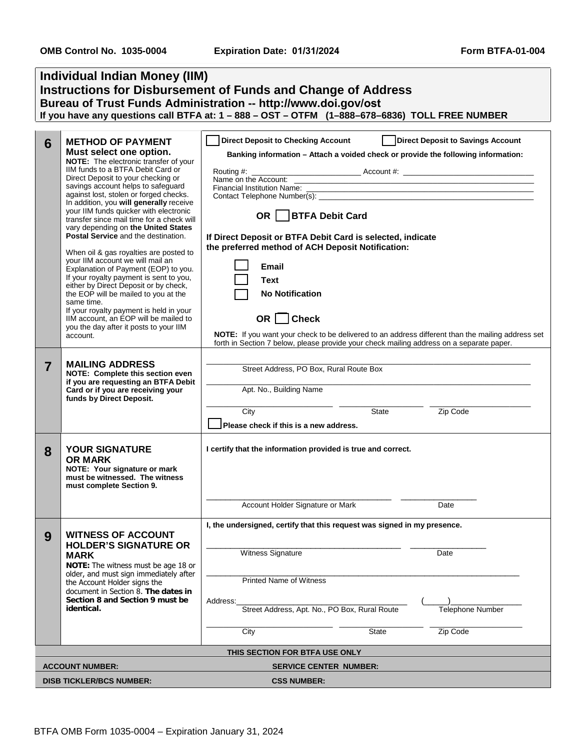OMB Control No. 1035-0004 | Expiration Date: 01/31/2024 | Form BTFA-01-004

# Individual Indian Money (IIM)
## Instructions for Disbursement of Funds and Change of Address
### Bureau of Trust Funds Administration -- http://www.doi.gov/ost
**If you have any questions call BTFA at: 1 – 888 – OST – OTFM (1–888–678–6836) TOLL FREE NUMBER**

| | | |
|---|---|---|
| **6** | **METHOD OF PAYMENT**<br>**Must select one option.**<br>**NOTE:** The electronic transfer of your IIM funds to a BTFA Debit Card or Direct Deposit to your checking or savings account helps to safeguard against lost, stolen or forged checks. In addition, you **will generally** receive your IIM funds quicker with electronic transfer since mail time for a check will vary depending on **the United States Postal Service** and the destination.<br><br>When oil & gas royalties are posted to your IIM account we will mail an Explanation of Payment (EOP) to you. If your royalty payment is sent to you, either by Direct Deposit or by check, the EOP will be mailed to you at the same time.<br>If your royalty payment is held in your IIM account, an EOP will be mailed to you the day after it posts to your IIM account. | ☐ **Direct Deposit to Checking Account** ☐ **Direct Deposit to Savings Account**<br>**Banking information – Attach a voided check or provide the following information:**<br>Routing #: ________ Account #: ________<br>Name on the Account: ________<br>Financial Institution Name: ________<br>Contact Telephone Number(s): ________<br><br>**OR ☐ BTFA Debit Card**<br><br>**If Direct Deposit or BTFA Debit Card is selected, indicate the preferred method of ACH Deposit Notification:**<br>☐ **Email**<br>☐ **Text**<br>☐ **No Notification**<br><br>**OR ☐ Check**<br><br>**NOTE:** If you want your check to be delivered to an address different than the mailing address set forth in Section 7 below, please provide your check mailing address on a separate paper. |
| **7** | **MAILING ADDRESS**<br>**NOTE: Complete this section even if you are requesting an BTFA Debit Card or if you are receiving your funds by Direct Deposit.** | ________<br>Street Address, PO Box, Rural Route Box<br>________<br>Apt. No., Building Name<br>________ ________ ________<br>City State Zip Code<br>☐ **Please check if this is a new address.** |
| **8** | **YOUR SIGNATURE OR MARK**<br>**NOTE: Your signature or mark must be witnessed. The witness must complete Section 9.** | **I certify that the information provided is true and correct.**<br><br>________ ________<br>Account Holder Signature or Mark Date |
| **9** | **WITNESS OF ACCOUNT HOLDER'S SIGNATURE OR MARK**<br>**NOTE:** The witness must be age 18 or older, and must sign immediately after the Account Holder signs the document in Section 8. **The dates in Section 8 and Section 9 must be identical.** | **I, the undersigned, certify that this request was signed in my presence.**<br><br>________ ________<br>Witness Signature Date<br><br>________<br>Printed Name of Witness<br><br>Address: ________ (____)________<br>Street Address, Apt. No., PO Box, Rural Route Telephone Number<br><br>________ ________ ________<br>City State Zip Code |

| THIS SECTION FOR BTFA USE ONLY | |
|---|---|
| **ACCOUNT NUMBER:** | **SERVICE CENTER NUMBER:** |
| **DISB TICKLER/BCS NUMBER:** | **CSS NUMBER:** |

BTFA OMB Form 1035-0004 – Expiration January 31, 2024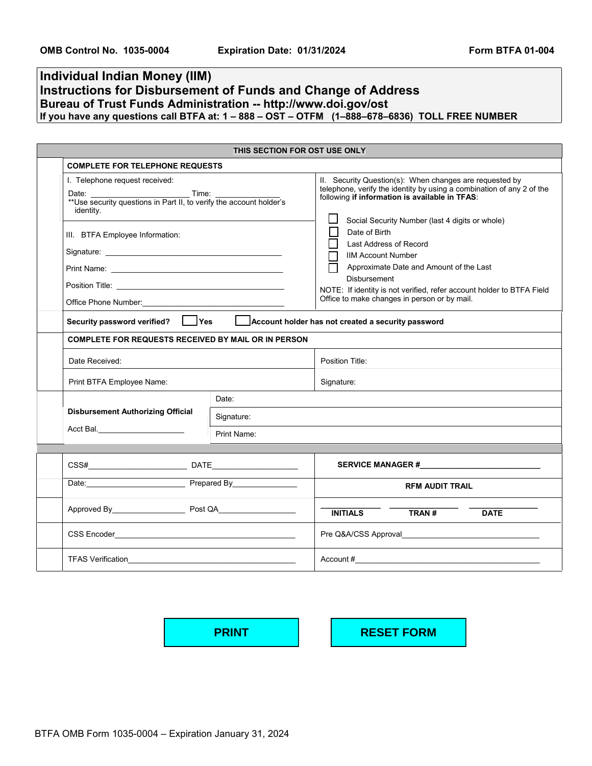OMB Control No. 1035-0004     Expiration Date: 01/31/2024     Form BTFA 01-004

# Individual Indian Money (IIM)
# Instructions for Disbursement of Funds and Change of Address
## Bureau of Trust Funds Administration -- http://www.doi.gov/ost
**If you have any questions call BTFA at: 1 – 888 – OST – OTFM (1–888–678–6836) TOLL FREE NUMBER**

**THIS SECTION FOR OST USE ONLY**

**COMPLETE FOR TELEPHONE REQUESTS**

I. Telephone request received:

Date: ____________________ Time: ______________

**Use security questions in Part II, to verify the account holder's identity.

II. Security Question(s): When changes are requested by telephone, verify the identity by using a combination of any 2 of the following **if information is available in TFAS**:

- ☐ Social Security Number (last 4 digits or whole)
- ☐ Date of Birth
- ☐ Last Address of Record
- ☐ IIM Account Number
- ☐ Approximate Date and Amount of the Last Disbursement

NOTE: If identity is not verified, refer account holder to BTFA Field Office to make changes in person or by mail.

III. BTFA Employee Information:

Signature: ________________________________________

Print Name: ________________________________________

Position Title: ________________________________________

Office Phone Number: ________________________________________

**Security password verified?** ☐ **Yes** ☐ **Account holder has not created a security password**

**COMPLETE FOR REQUESTS RECEIVED BY MAIL OR IN PERSON**

| | |
|---|---|
| Date Received: | Position Title: |
| Print BTFA Employee Name: | Signature: |

| | |
|---|---|
| **Disbursement Authorizing Official** | Date: |
| | Signature: |
| Acct Bal.__________________ | Print Name: |

| | |
|---|---|
| CSS#____________________ DATE__________________ | **SERVICE MANAGER #**________________________ |
| Date:____________________ Prepared By______________ | **RFM AUDIT TRAIL** |
| Approved By________________ Post QA________________ | ________ **INITIALS** ________ **TRAN #** ________ **DATE** |
| CSS Encoder________________________________________ | Pre Q&A/CSS Approval________________________________ |
| TFAS Verification____________________________________ | Account #__________________________________________ |

PRINT     RESET FORM

BTFA OMB Form 1035-0004 – Expiration January 31, 2024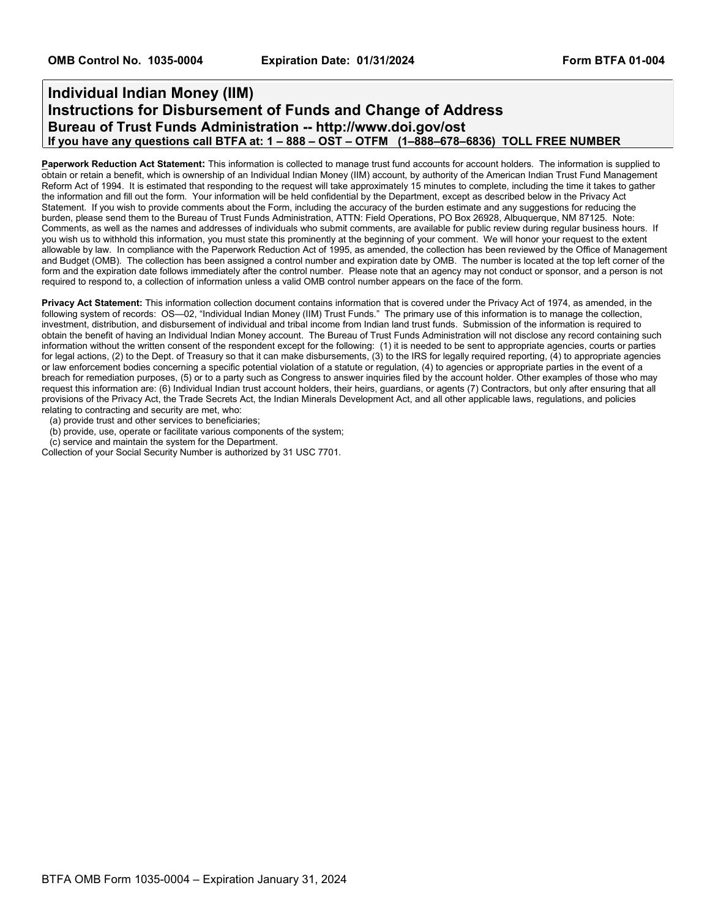OMB Control No. 1035-0004 Expiration Date: 01/31/2024 Form BTFA 01-004

# Individual Indian Money (IIM)
## Instructions for Disbursement of Funds and Change of Address
### Bureau of Trust Funds Administration -- http://www.doi.gov/ost
**If you have any questions call BTFA at: 1 – 888 – OST – OTFM (1–888–678–6836) TOLL FREE NUMBER**

**Paperwork Reduction Act Statement:** This information is collected to manage trust fund accounts for account holders. The information is supplied to obtain or retain a benefit, which is ownership of an Individual Indian Money (IIM) account, by authority of the American Indian Trust Fund Management Reform Act of 1994. It is estimated that responding to the request will take approximately 15 minutes to complete, including the time it takes to gather the information and fill out the form. Your information will be held confidential by the Department, except as described below in the Privacy Act Statement. If you wish to provide comments about the Form, including the accuracy of the burden estimate and any suggestions for reducing the burden, please send them to the Bureau of Trust Funds Administration, ATTN: Field Operations, PO Box 26928, Albuquerque, NM 87125. Note: Comments, as well as the names and addresses of individuals who submit comments, are available for public review during regular business hours. If you wish us to withhold this information, you must state this prominently at the beginning of your comment. We will honor your request to the extent allowable by law. In compliance with the Paperwork Reduction Act of 1995, as amended, the collection has been reviewed by the Office of Management and Budget (OMB). The collection has been assigned a control number and expiration date by OMB. The number is located at the top left corner of the form and the expiration date follows immediately after the control number. Please note that an agency may not conduct or sponsor, and a person is not required to respond to, a collection of information unless a valid OMB control number appears on the face of the form.

**Privacy Act Statement:** This information collection document contains information that is covered under the Privacy Act of 1974, as amended, in the following system of records: OS—02, "Individual Indian Money (IIM) Trust Funds." The primary use of this information is to manage the collection, investment, distribution, and disbursement of individual and tribal income from Indian land trust funds. Submission of the information is required to obtain the benefit of having an Individual Indian Money account. The Bureau of Trust Funds Administration will not disclose any record containing such information without the written consent of the respondent except for the following: (1) it is needed to be sent to appropriate agencies, courts or parties for legal actions, (2) to the Dept. of Treasury so that it can make disbursements, (3) to the IRS for legally required reporting, (4) to appropriate agencies or law enforcement bodies concerning a specific potential violation of a statute or regulation, (4) to agencies or appropriate parties in the event of a breach for remediation purposes, (5) or to a party such as Congress to answer inquiries filed by the account holder. Other examples of those who may request this information are: (6) Individual Indian trust account holders, their heirs, guardians, or agents (7) Contractors, but only after ensuring that all provisions of the Privacy Act, the Trade Secrets Act, the Indian Minerals Development Act, and all other applicable laws, regulations, and policies relating to contracting and security are met, who:

(a) provide trust and other services to beneficiaries;
(b) provide, use, operate or facilitate various components of the system;
(c) service and maintain the system for the Department.

Collection of your Social Security Number is authorized by 31 USC 7701.